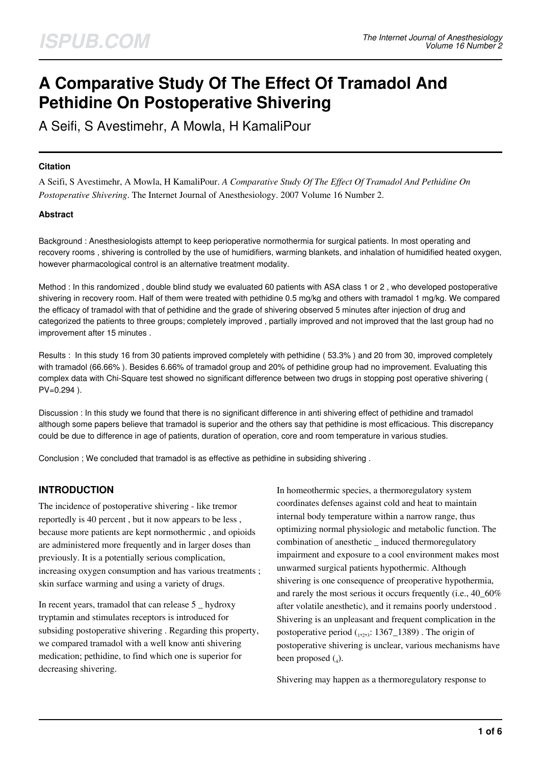# A Comparative Study Of The Effect Of Tramadol And Pethidine On Postoperative Shivering

A Seifi, S Avestimehr, A Mowla, H KamaliPour

### Citation

A Seifi, S Avestimehr, A Mowla, H KamaliPour. *A Comparative Study Of The Effect Of Tramadol And Pethidine On Postoperative Shivering*. The Internet Journal of Anesthesiology. 2007 Volume 16 Number 2.

### Abstract

Background : Anesthesiologists attempt to keep perioperative normothermia for surgical patients. In most operating and recovery rooms , shivering is controlled by the use of humidifiers, warming blankets, and inhalation of humidified heated oxygen, however pharmacological control is an alternative treatment modality.

Method : In this randomized , double blind study we evaluated 60 patients with ASA class 1 or 2 , who developed postoperative shivering in recovery room. Half of them were treated with pethidine 0.5 mg/kg and others with tramadol 1 mg/kg. We compared the efficacy of tramadol with that of pethidine and the grade of shivering observed 5 minutes after injection of drug and categorized the patients to three groups; completely improved , partially improved and not improved that the last group had no improvement after 15 minutes .

Results : In this study 16 from 30 patients improved completely with pethidine ( 53.3% ) and 20 from 30, improved completely with tramadol (66.66% ). Besides 6.66% of tramadol group and 20% of pethidine group had no improvement. Evaluating this complex data with Chi-Square test showed no significant difference between two drugs in stopping post operative shivering ( PV=0.294 ).

Discussion : In this study we found that there is no significant difference in anti shivering effect of pethidine and tramadol although some papers believe that tramadol is superior and the others say that pethidine is most efficacious. This discrepancy could be due to difference in age of patients, duration of operation, core and room temperature in various studies.

Conclusion ; We concluded that tramadol is as effective as pethidine in subsiding shivering .

## INTRODUCTION

The incidence of postoperative shivering - like tremor reportedly is 40 percent , but it now appears to be less , because more patients are kept normothermic , and opioids are administered more frequently and in larger doses than previously. It is a potentially serious complication, increasing oxygen consumption and has various treatments ; skin surface warming and using a variety of drugs.

In recent years, tramadol that can release 5 _ hydroxy tryptamin and stimulates receptors is introduced for subsiding postoperative shivering . Regarding this property, we compared tramadol with a well know anti shivering medication; pethidine, to find which one is superior for decreasing shivering.

In homeothermic species, a thermoregulatory system coordinates defenses against cold and heat to maintain internal body temperature within a narrow range, thus optimizing normal physiologic and metabolic function. The combination of anesthetic _ induced thermoregulatory impairment and exposure to a cool environment makes most unwarmed surgical patients hypothermic. Although shivering is one consequence of preoperative hypothermia, and rarely the most serious it occurs frequently (i.e., 40_60% after volatile anesthetic), and it remains poorly understood . Shivering is an unpleasant and frequent complication in the postoperative period ([1,2,3]: 1367_1389) . The origin of postoperative shivering is unclear, various mechanisms have been proposed ([4]).

Shivering may happen as a thermoregulatory response to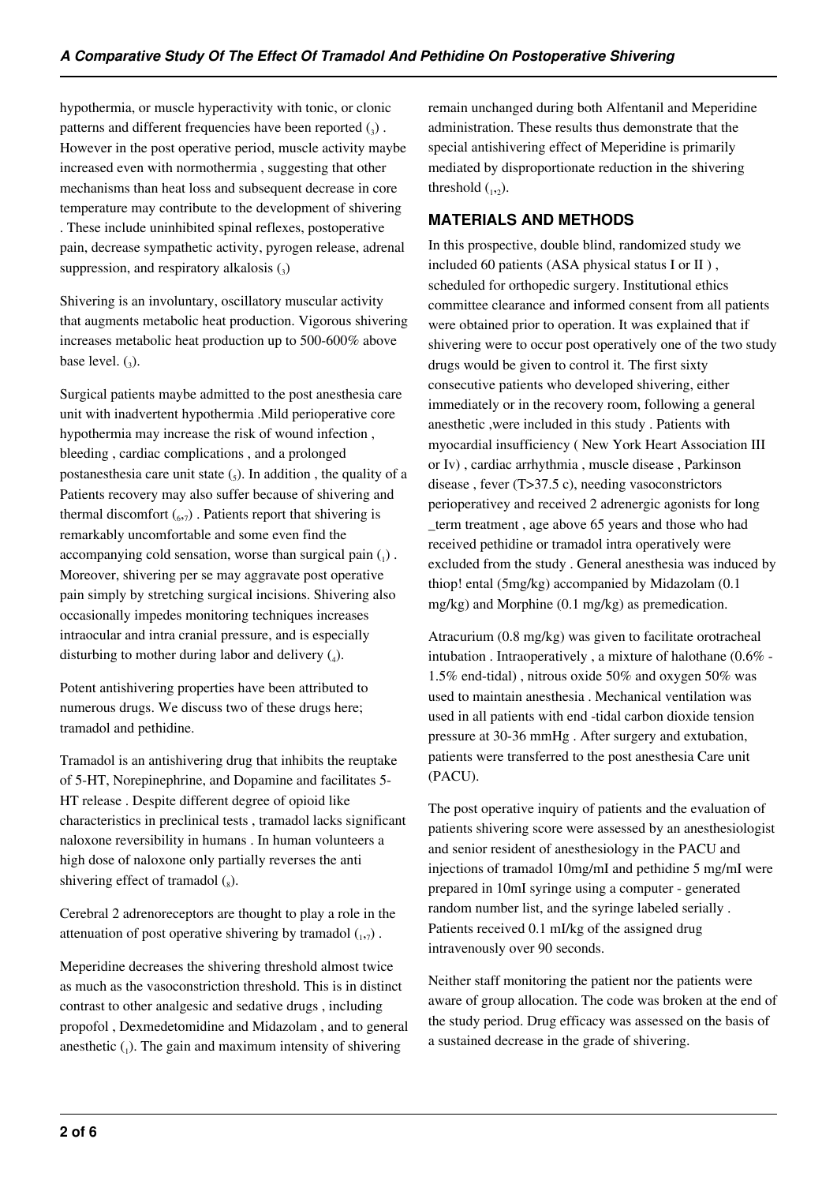hypothermia, or muscle hyperactivity with tonic, or clonic patterns and different frequencies have been reported [3] . However in the post operative period, muscle activity maybe increased even with normothermia , suggesting that other mechanisms than heat loss and subsequent decrease in core temperature may contribute to the development of shivering . These include uninhibited spinal reflexes, postoperative pain, decrease sympathetic activity, pyrogen release, adrenal suppression, and respiratory alkalosis [3]

Shivering is an involuntary, oscillatory muscular activity that augments metabolic heat production. Vigorous shivering increases metabolic heat production up to 500-600% above base level. [3].

Surgical patients maybe admitted to the post anesthesia care unit with inadvertent hypothermia .Mild perioperative core hypothermia may increase the risk of wound infection , bleeding , cardiac complications , and a prolonged postanesthesia care unit state [5]. In addition , the quality of a Patients recovery may also suffer because of shivering and thermal discomfort [6,7] . Patients report that shivering is remarkably uncomfortable and some even find the accompanying cold sensation, worse than surgical pain [1] . Moreover, shivering per se may aggravate post operative pain simply by stretching surgical incisions. Shivering also occasionally impedes monitoring techniques increases intraocular and intra cranial pressure, and is especially disturbing to mother during labor and delivery [4].

Potent antishivering properties have been attributed to numerous drugs. We discuss two of these drugs here; tramadol and pethidine.

Tramadol is an antishivering drug that inhibits the reuptake of 5-HT, Norepinephrine, and Dopamine and facilitates 5-HT release . Despite different degree of opioid like characteristics in preclinical tests , tramadol lacks significant naloxone reversibility in humans . In human volunteers a high dose of naloxone only partially reverses the anti shivering effect of tramadol [8].

Cerebral 2 adrenoreceptors are thought to play a role in the attenuation of post operative shivering by tramadol [1,7] .

Meperidine decreases the shivering threshold almost twice as much as the vasoconstriction threshold. This is in distinct contrast to other analgesic and sedative drugs , including propofol , Dexmedetomidine and Midazolam , and to general anesthetic [1]. The gain and maximum intensity of shivering remain unchanged during both Alfentanil and Meperidine administration. These results thus demonstrate that the special antishivering effect of Meperidine is primarily mediated by disproportionate reduction in the shivering threshold [1,2].

## MATERIALS AND METHODS

In this prospective, double blind, randomized study we included 60 patients (ASA physical status I or II ) , scheduled for orthopedic surgery. Institutional ethics committee clearance and informed consent from all patients were obtained prior to operation. It was explained that if shivering were to occur post operatively one of the two study drugs would be given to control it. The first sixty consecutive patients who developed shivering, either immediately or in the recovery room, following a general anesthetic ,were included in this study . Patients with myocardial insufficiency ( New York Heart Association III or Iv) , cardiac arrhythmia , muscle disease , Parkinson disease , fever (T>37.5 c), needing vasoconstrictors perioperativey and received 2 adrenergic agonists for long _term treatment , age above 65 years and those who had received pethidine or tramadol intra operatively were excluded from the study . General anesthesia was induced by thiop! ental (5mg/kg) accompanied by Midazolam (0.1 mg/kg) and Morphine (0.1 mg/kg) as premedication.

Atracurium (0.8 mg/kg) was given to facilitate orotracheal intubation . Intraoperatively , a mixture of halothane (0.6% - 1.5% end-tidal) , nitrous oxide 50% and oxygen 50% was used to maintain anesthesia . Mechanical ventilation was used in all patients with end -tidal carbon dioxide tension pressure at 30-36 mmHg . After surgery and extubation, patients were transferred to the post anesthesia Care unit (PACU).

The post operative inquiry of patients and the evaluation of patients shivering score were assessed by an anesthesiologist and senior resident of anesthesiology in the PACU and injections of tramadol 10mg/mI and pethidine 5 mg/mI were prepared in 10mI syringe using a computer - generated random number list, and the syringe labeled serially . Patients received 0.1 mI/kg of the assigned drug intravenously over 90 seconds.

Neither staff monitoring the patient nor the patients were aware of group allocation. The code was broken at the end of the study period. Drug efficacy was assessed on the basis of a sustained decrease in the grade of shivering.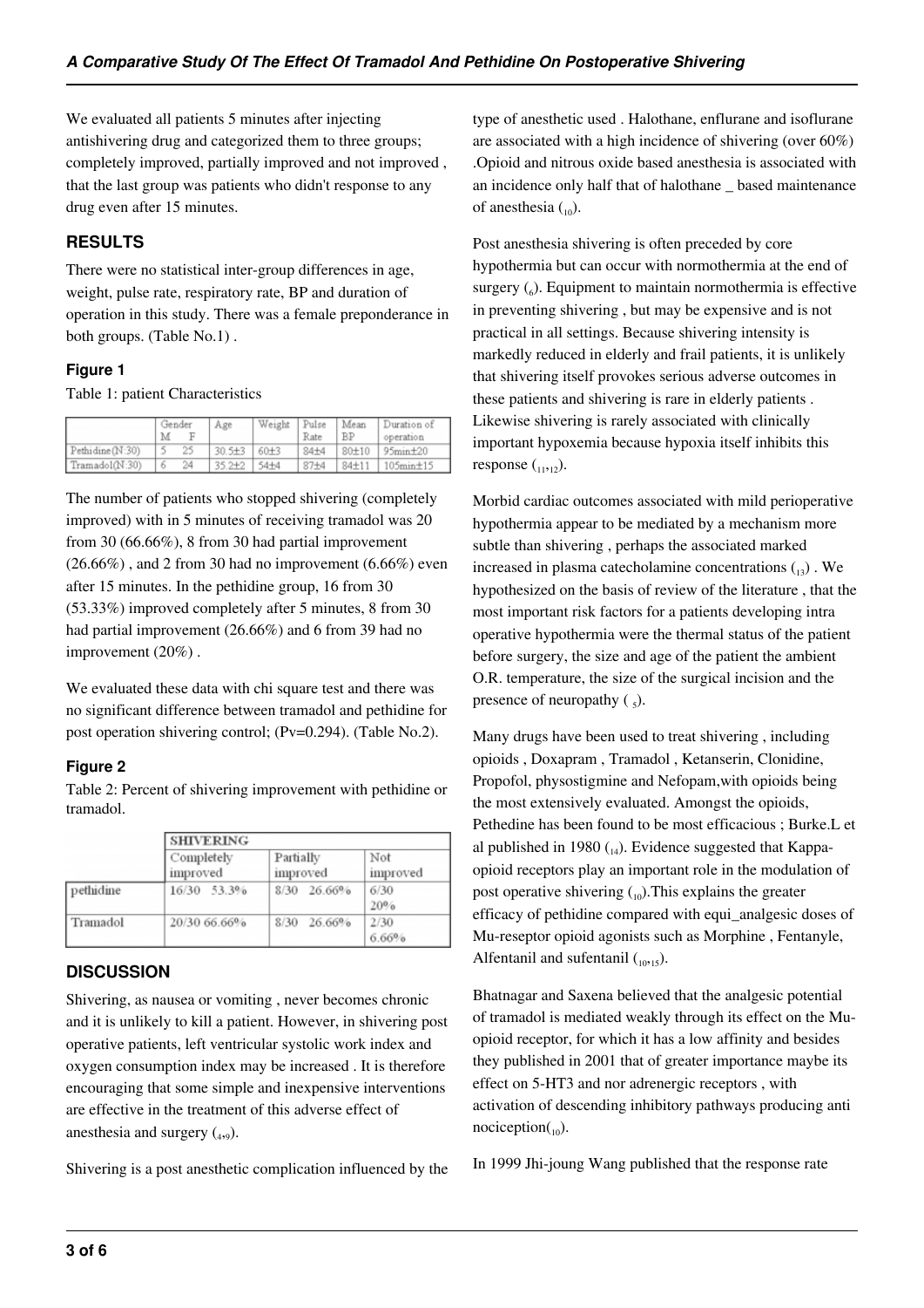We evaluated all patients 5 minutes after injecting antishivering drug and categorized them to three groups; completely improved, partially improved and not improved , that the last group was patients who didn't response to any drug even after 15 minutes.

## RESULTS

There were no statistical inter-group differences in age, weight, pulse rate, respiratory rate, BP and duration of operation in this study. There was a female preponderance in both groups. (Table No.1) .

### Figure 1

Table 1: patient Characteristics

| | Gender M | Gender F | Age | Weight | Pulse Rate | Mean BP | Duration of operation |
|---|---|---|---|---|---|---|---|
| Pethidine(N:30) | 5 | 25 | 30.5±3 | 60±3 | 84±4 | 80±10 | 95min±20 |
| Tramadol(N:30) | 6 | 24 | 35.2±2 | 54±4 | 87±4 | 84±11 | 105min±15 |

The number of patients who stopped shivering (completely improved) with in 5 minutes of receiving tramadol was 20 from 30 (66.66%), 8 from 30 had partial improvement (26.66%) , and 2 from 30 had no improvement (6.66%) even after 15 minutes. In the pethidine group, 16 from 30 (53.33%) improved completely after 5 minutes, 8 from 30 had partial improvement (26.66%) and 6 from 39 had no improvement (20%) .

We evaluated these data with chi square test and there was no significant difference between tramadol and pethidine for post operation shivering control; (Pv=0.294). (Table No.2).

### Figure 2

Table 2: Percent of shivering improvement with pethidine or tramadol.

| | SHIVERING | | |
|---|---|---|---|
| | Completely improved | Partially improved | Not improved |
| pethidine | 16/30 53.3% | 8/30 26.66% | 6/30 20% |
| Tramadol | 20/30 66.66% | 8/30 26.66% | 2/30 6.66% |

## DISCUSSION

Shivering, as nausea or vomiting , never becomes chronic and it is unlikely to kill a patient. However, in shivering post operative patients, left ventricular systolic work index and oxygen consumption index may be increased . It is therefore encouraging that some simple and inexpensive interventions are effective in the treatment of this adverse effect of anesthesia and surgery (4,9).

Shivering is a post anesthetic complication influenced by the type of anesthetic used . Halothane, enflurane and isoflurane are associated with a high incidence of shivering (over 60%) .Opioid and nitrous oxide based anesthesia is associated with an incidence only half that of halothane _ based maintenance of anesthesia (10).

Post anesthesia shivering is often preceded by core hypothermia but can occur with normothermia at the end of surgery (6). Equipment to maintain normothermia is effective in preventing shivering , but may be expensive and is not practical in all settings. Because shivering intensity is markedly reduced in elderly and frail patients, it is unlikely that shivering itself provokes serious adverse outcomes in these patients and shivering is rare in elderly patients . Likewise shivering is rarely associated with clinically important hypoxemia because hypoxia itself inhibits this response (11,12).

Morbid cardiac outcomes associated with mild perioperative hypothermia appear to be mediated by a mechanism more subtle than shivering , perhaps the associated marked increased in plasma catecholamine concentrations (13) . We hypothesized on the basis of review of the literature , that the most important risk factors for a patients developing intra operative hypothermia were the thermal status of the patient before surgery, the size and age of the patient the ambient O.R. temperature, the size of the surgical incision and the presence of neuropathy ( 5).

Many drugs have been used to treat shivering , including opioids , Doxapram , Tramadol , Ketanserin, Clonidine, Propofol, physostigmine and Nefopam,with opioids being the most extensively evaluated. Amongst the opioids, Pethedine has been found to be most efficacious ; Burke.L et al published in 1980 (14). Evidence suggested that Kappa-opioid receptors play an important role in the modulation of post operative shivering (10).This explains the greater efficacy of pethidine compared with equi_analgesic doses of Mu-reseptor opioid agonists such as Morphine , Fentanyle, Alfentanil and sufentanil (10,15).

Bhatnagar and Saxena believed that the analgesic potential of tramadol is mediated weakly through its effect on the Mu-opioid receptor, for which it has a low affinity and besides they published in 2001 that of greater importance maybe its effect on 5-HT3 and nor adrenergic receptors , with activation of descending inhibitory pathways producing anti nociception(10).

In 1999 Jhi-joung Wang published that the response rate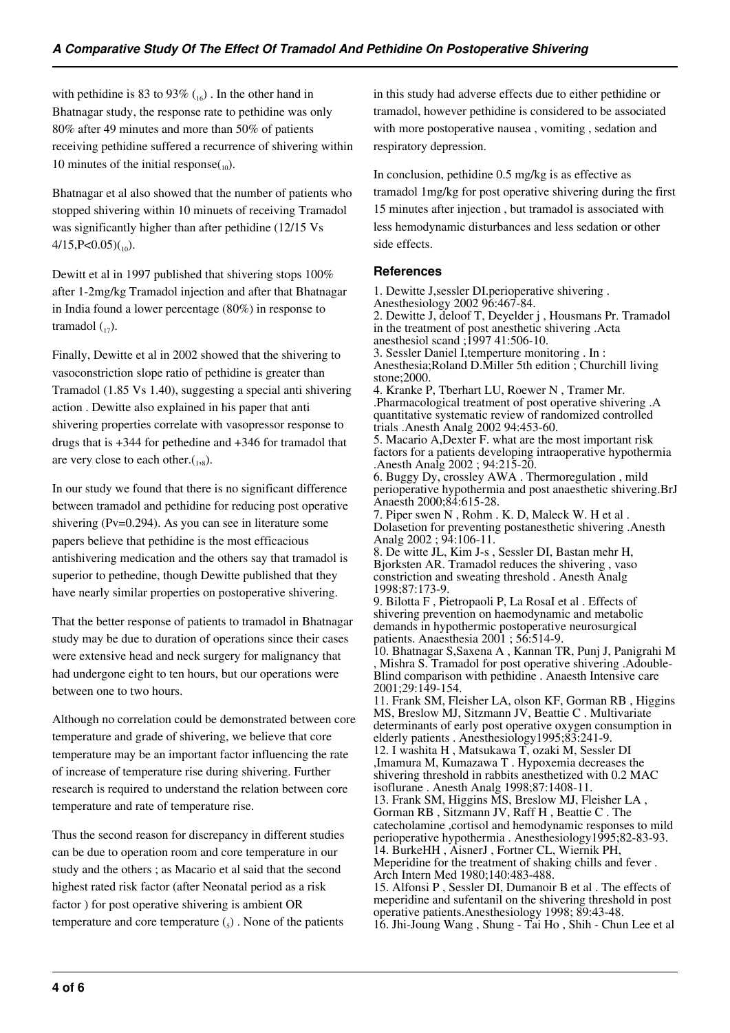with pethidine is 83 to 93% [16] . In the other hand in Bhatnagar study, the response rate to pethidine was only 80% after 49 minutes and more than 50% of patients receiving pethidine suffered a recurrence of shivering within 10 minutes of the initial response[10].

Bhatnagar et al also showed that the number of patients who stopped shivering within 10 minuets of receiving Tramadol was significantly higher than after pethidine (12/15 Vs 4/15,P<0.05)[10].

Dewitt et al in 1997 published that shivering stops 100% after 1-2mg/kg Tramadol injection and after that Bhatnagar in India found a lower percentage (80%) in response to tramadol [17].

Finally, Dewitte et al in 2002 showed that the shivering to vasoconstriction slope ratio of pethidine is greater than Tramadol (1.85 Vs 1.40), suggesting a special anti shivering action . Dewitte also explained in his paper that anti shivering properties correlate with vasopressor response to drugs that is +344 for pethedine and +346 for tramadol that are very close to each other.[1,8].

In our study we found that there is no significant difference between tramadol and pethidine for reducing post operative shivering (Pv=0.294). As you can see in literature some papers believe that pethidine is the most efficacious antishivering medication and the others say that tramadol is superior to pethedine, though Dewitte published that they have nearly similar properties on postoperative shivering.

That the better response of patients to tramadol in Bhatnagar study may be due to duration of operations since their cases were extensive head and neck surgery for malignancy that had undergone eight to ten hours, but our operations were between one to two hours.

Although no correlation could be demonstrated between core temperature and grade of shivering, we believe that core temperature may be an important factor influencing the rate of increase of temperature rise during shivering. Further research is required to understand the relation between core temperature and rate of temperature rise.

Thus the second reason for discrepancy in different studies can be due to operation room and core temperature in our study and the others ; as Macario et al said that the second highest rated risk factor (after Neonatal period as a risk factor ) for post operative shivering is ambient OR temperature and core temperature [5] . None of the patients in this study had adverse effects due to either pethidine or tramadol, however pethidine is considered to be associated with more postoperative nausea , vomiting , sedation and respiratory depression.

In conclusion, pethidine 0.5 mg/kg is as effective as tramadol 1mg/kg for post operative shivering during the first 15 minutes after injection , but tramadol is associated with less hemodynamic disturbances and less sedation or other side effects.

## References

1. Dewitte J,sessler DI.perioperative shivering . Anesthesiology 2002 96:467-84.
2. Dewitte J, deloof T, Deyelder j , Housmans Pr. Tramadol in the treatment of post anesthetic shivering .Acta anesthesiol scand ;1997 41:506-10.
3. Sessler Daniel I,temperture monitoring . In : Anesthesia;Roland D.Miller 5th edition ; Churchill living stone;2000.
4. Kranke P, Tberhart LU, Roewer N , Tramer Mr. .Pharmacological treatment of post operative shivering .A quantitative systematic review of randomized controlled trials .Anesth Analg 2002 94:453-60.
5. Macario A,Dexter F. what are the most important risk factors for a patients developing intraoperative hypothermia .Anesth Analg 2002 ; 94:215-20.
6. Buggy Dy, crossley AWA . Thermoregulation , mild perioperative hypothermia and post anaesthetic shivering.BrJ Anaesth 2000;84:615-28.
7. Piper swen N , Rohm . K. D, Maleck W. H et al . Dolasetion for preventing postanesthetic shivering .Anesth Analg 2002 ; 94:106-11.
8. De witte JL, Kim J-s , Sessler DI, Bastan mehr H, Bjorksten AR. Tramadol reduces the shivering , vaso constriction and sweating threshold . Anesth Analg 1998;87:173-9.
9. Bilotta F , Pietropaoli P, La RosaI et al . Effects of shivering prevention on haemodynamic and metabolic demands in hypothermic postoperative neurosurgical patients. Anaesthesia 2001 ; 56:514-9.
10. Bhatnagar S,Saxena A , Kannan TR, Punj J, Panigrahi M , Mishra S. Tramadol for post operative shivering .Adouble-Blind comparison with pethidine . Anaesth Intensive care 2001;29:149-154.
11. Frank SM, Fleisher LA, olson KF, Gorman RB , Higgins MS, Breslow MJ, Sitzmann JV, Beattie C . Multivariate determinants of early post operative oxygen consumption in elderly patients . Anesthesiology1995; 83:241-9.
12. I washita H , Matsukawa T, ozaki M, Sessler DI ,Imamura M, Kumazawa T . Hypoxemia decreases the shivering threshold in rabbits anesthetized with 0.2 MAC isoflurane . Anesth Analg 1998;87:1408-11.
13. Frank SM, Higgins MS, Breslow MJ, Fleisher LA , Gorman RB , Sitzmann JV, Raff H , Beattie C . The catecholamine ,cortisol and hemodynamic responses to mild perioperative hypothermia . Anesthesiology1995;82-83-93.
14. BurkeHH , AisnerJ , Fortner CL, Wiernik PH, Meperidine for the treatment of shaking chills and fever . Arch Intern Med 1980;140:483-488.
15. Alfonsi P , Sessler DI, Dumanoir B et al . The effects of meperidine and sufentanil on the shivering threshold in post operative patients.Anesthesiology 1998; 89:43-48.
16. Jhi-Joung Wang , Shung - Tai Ho , Shih - Chun Lee et al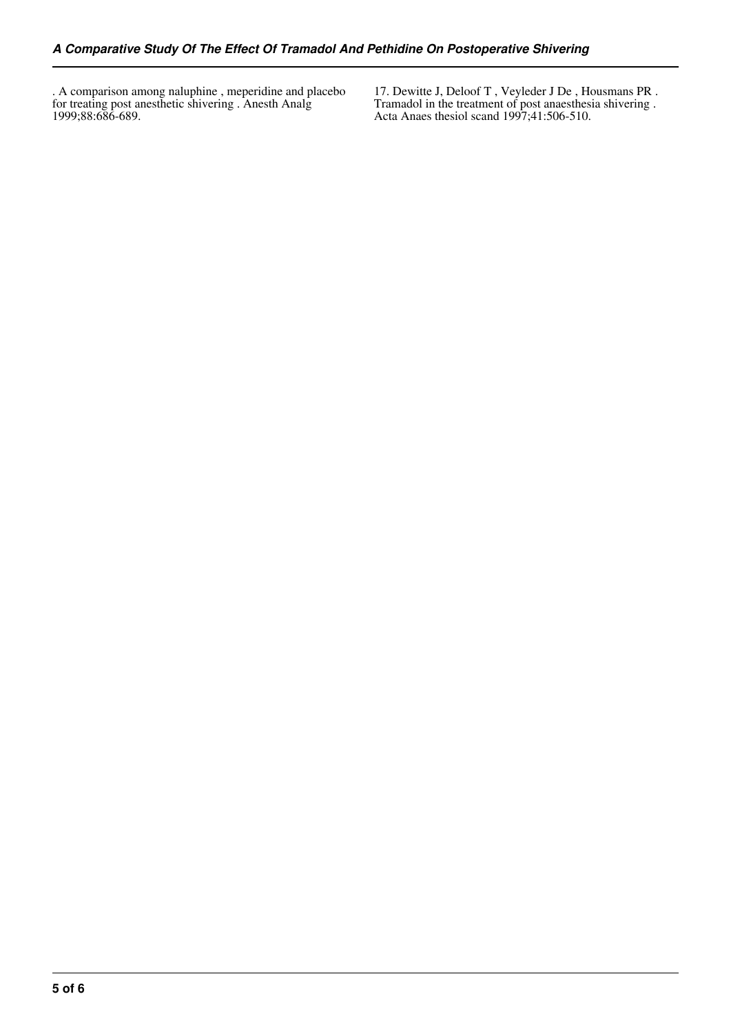. A comparison among naluphine , meperidine and placebo for treating post anesthetic shivering . Anesth Analg 1999;88:686-689.

17. Dewitte J, Deloof T , Veyleder J De , Housmans PR . Tramadol in the treatment of post anaesthesia shivering . Acta Anaes thesiol scand 1997;41:506-510.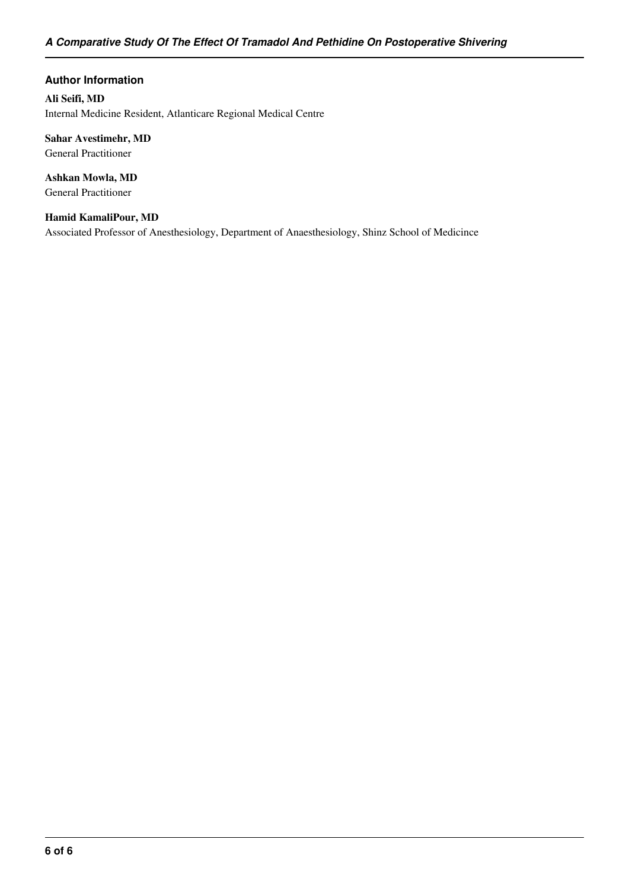## Author Information

**Ali Seifi, MD**
Internal Medicine Resident, Atlanticare Regional Medical Centre

**Sahar Avestimehr, MD**
General Practitioner

**Ashkan Mowla, MD**
General Practitioner

**Hamid KamaliPour, MD**
Associated Professor of Anesthesiology, Department of Anaesthesiology, Shinz School of Medicince